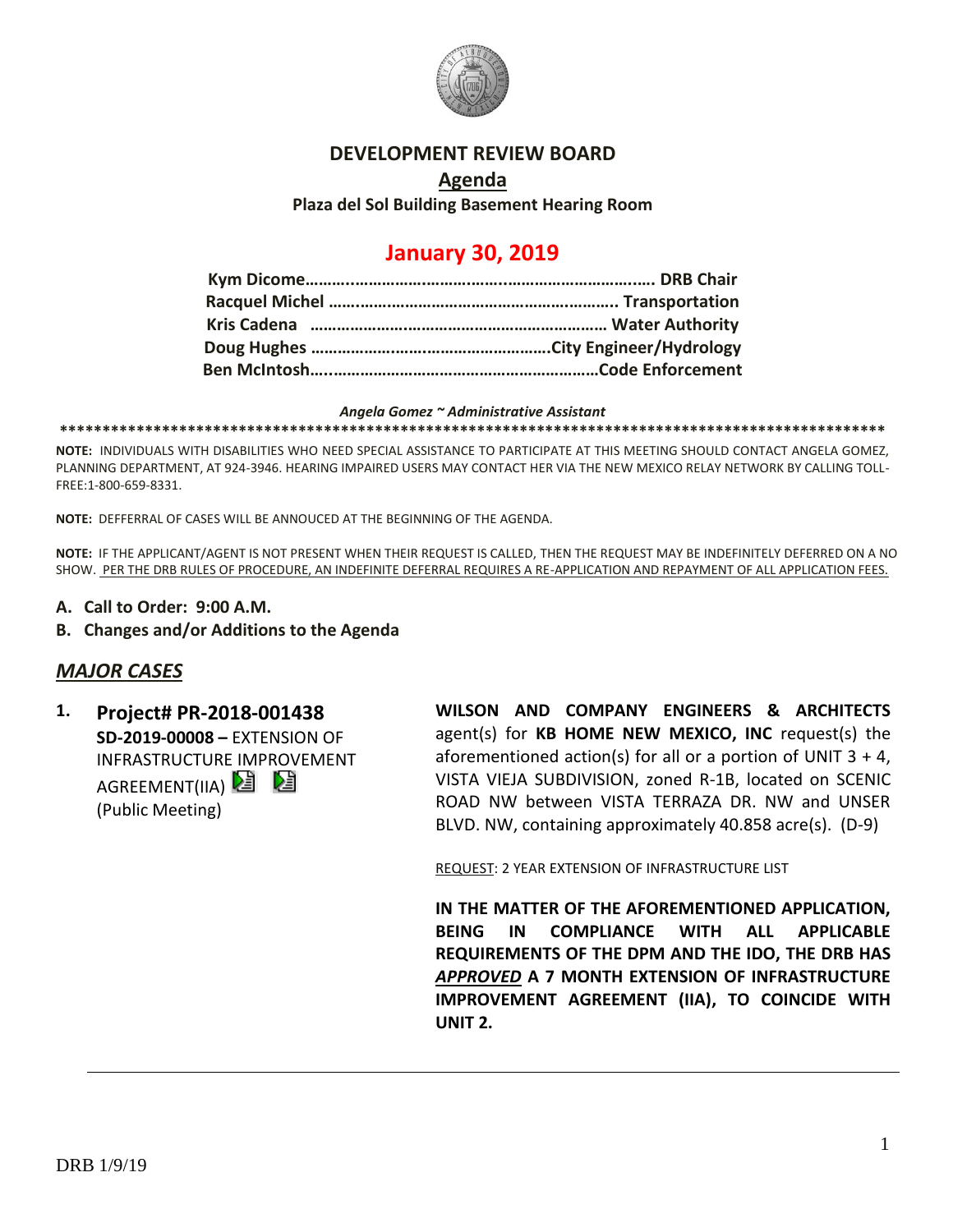# DEVELOPMENT REVIEW BOARD

## Agenda

**Plaza del Sol Building Basement Hearing Room**

## January 30, 2019

**Kym Dicome……………………………………………………………… DRB Chair**
**Racquel Michel ………………………………………………….. Transportation**
**Kris Cadena ………………………………………………………… Water Authority**
**Doug Hughes …………………………………………….City Engineer/Hydrology**
**Ben McIntosh…………………………………………………………Code Enforcement**

***Angela Gomez ~ Administrative Assistant***

****************************************************************************************************

**NOTE:** INDIVIDUALS WITH DISABILITIES WHO NEED SPECIAL ASSISTANCE TO PARTICIPATE AT THIS MEETING SHOULD CONTACT ANGELA GOMEZ, PLANNING DEPARTMENT, AT 924-3946. HEARING IMPAIRED USERS MAY CONTACT HER VIA THE NEW MEXICO RELAY NETWORK BY CALLING TOLL-FREE:1-800-659-8331.

**NOTE:** DEFFERRAL OF CASES WILL BE ANNOUCED AT THE BEGINNING OF THE AGENDA.

**NOTE:** IF THE APPLICANT/AGENT IS NOT PRESENT WHEN THEIR REQUEST IS CALLED, THEN THE REQUEST MAY BE INDEFINITELY DEFERRED ON A NO SHOW. PER THE DRB RULES OF PROCEDURE, AN INDEFINITE DEFERRAL REQUIRES A RE-APPLICATION AND REPAYMENT OF ALL APPLICATION FEES.

**A. Call to Order: 9:00 A.M.**

**B. Changes and/or Additions to the Agenda**

## ***MAJOR CASES***

**1. Project# PR-2018-001438**
**SD-2019-00008 –** EXTENSION OF INFRASTRUCTURE IMPROVEMENT AGREEMENT(IIA)
(Public Meeting)

**WILSON AND COMPANY ENGINEERS & ARCHITECTS** agent(s) for **KB HOME NEW MEXICO, INC** request(s) the aforementioned action(s) for all or a portion of UNIT 3 + 4, VISTA VIEJA SUBDIVISION, zoned R-1B, located on SCENIC ROAD NW between VISTA TERRAZA DR. NW and UNSER BLVD. NW, containing approximately 40.858 acre(s). (D-9)

REQUEST: 2 YEAR EXTENSION OF INFRASTRUCTURE LIST

**IN THE MATTER OF THE AFOREMENTIONED APPLICATION, BEING IN COMPLIANCE WITH ALL APPLICABLE REQUIREMENTS OF THE DPM AND THE IDO, THE DRB HAS *APPROVED* A 7 MONTH EXTENSION OF INFRASTRUCTURE IMPROVEMENT AGREEMENT (IIA), TO COINCIDE WITH UNIT 2.**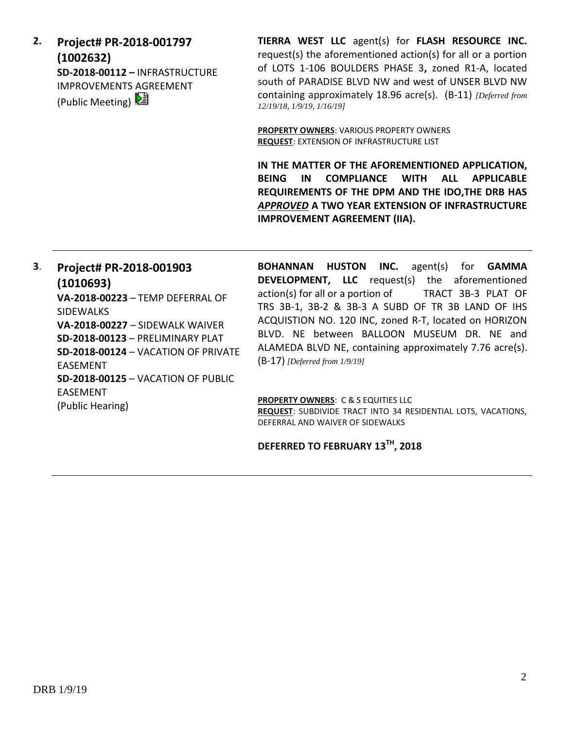**2. Project# PR-2018-001797 (1002632)**
**SD-2018-00112 –** INFRASTRUCTURE IMPROVEMENTS AGREEMENT
(Public Meeting)

**TIERRA WEST LLC** agent(s) for **FLASH RESOURCE INC.** request(s) the aforementioned action(s) for all or a portion of LOTS 1-106 BOULDERS PHASE 3**,** zoned R1-A, located south of PARADISE BLVD NW and west of UNSER BLVD NW containing approximately 18.96 acre(s). (B-11) *[Deferred from 12/19/18, 1/9/19, 1/16/19]*

**PROPERTY OWNERS**: VARIOUS PROPERTY OWNERS
**REQUEST**: EXTENSION OF INFRASTRUCTURE LIST

**IN THE MATTER OF THE AFOREMENTIONED APPLICATION, BEING IN COMPLIANCE WITH ALL APPLICABLE REQUIREMENTS OF THE DPM AND THE IDO,THE DRB HAS *APPROVED* A TWO YEAR EXTENSION OF INFRASTRUCTURE IMPROVEMENT AGREEMENT (IIA).**

---

**3. Project# PR-2018-001903 (1010693)**
**VA-2018-00223** – TEMP DEFERRAL OF SIDEWALKS
**VA-2018-00227** – SIDEWALK WAIVER
**SD-2018-00123** – PRELIMINARY PLAT
**SD-2018-00124** – VACATION OF PRIVATE EASEMENT
**SD-2018-00125** – VACATION OF PUBLIC EASEMENT
(Public Hearing)

**BOHANNAN HUSTON INC.** agent(s) for **GAMMA DEVELOPMENT, LLC** request(s) the aforementioned action(s) for all or a portion of TRACT 3B-3 PLAT OF TRS 3B-1, 3B-2 & 3B-3 A SUBD OF TR 3B LAND OF IHS ACQUISTION NO. 120 INC, zoned R-T, located on HORIZON BLVD. NE between BALLOON MUSEUM DR. NE and ALAMEDA BLVD NE, containing approximately 7.76 acre(s). (B-17) *[Deferred from 1/9/19]*

**PROPERTY OWNERS**: C & S EQUITIES LLC
**REQUEST**: SUBDIVIDE TRACT INTO 34 RESIDENTIAL LOTS, VACATIONS, DEFERRAL AND WAIVER OF SIDEWALKS

**DEFERRED TO FEBRUARY 13TH, 2018**

---

DRB 1/9/19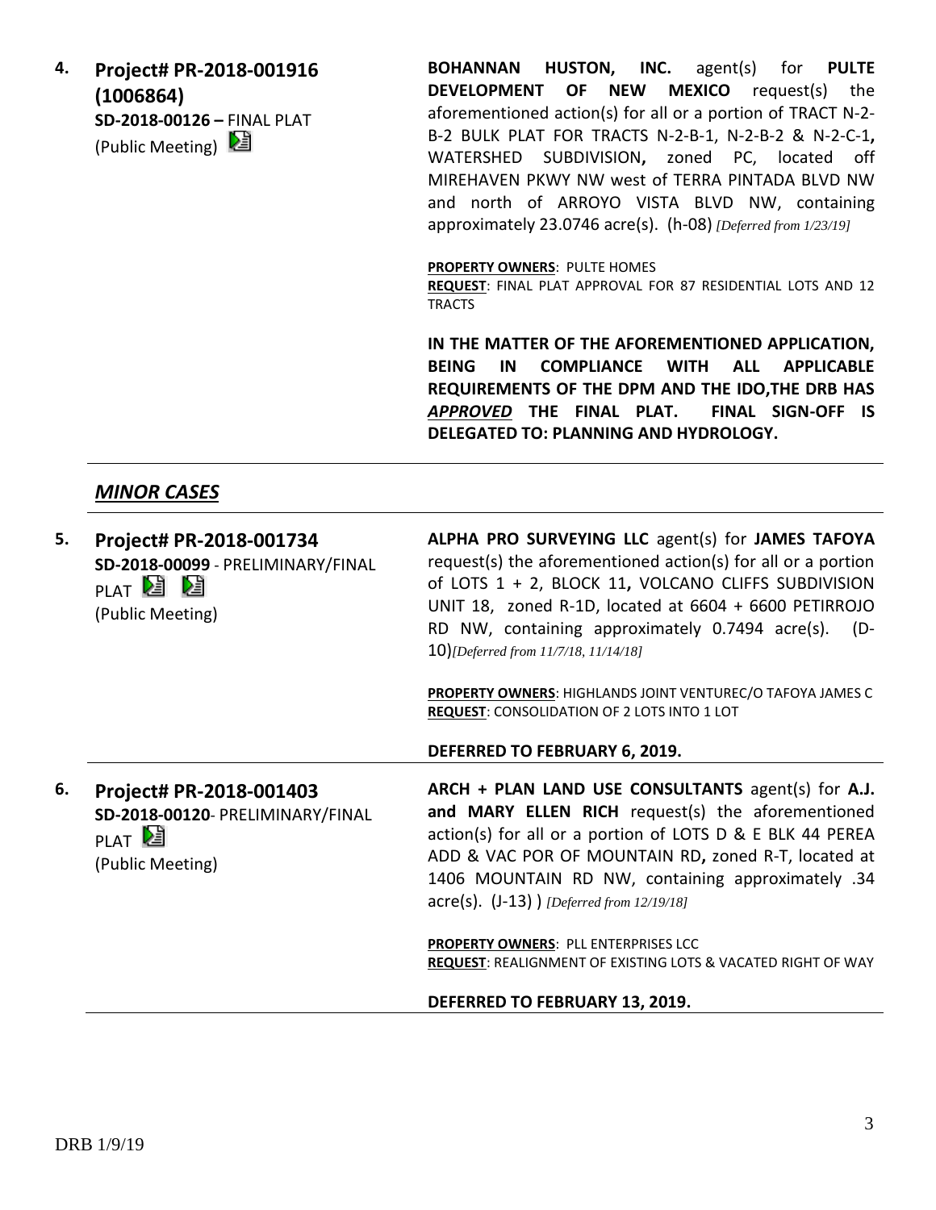**4.** **Project# PR-2018-001916 (1006864)**
**SD-2018-00126 –** FINAL PLAT
(Public Meeting)

**BOHANNAN HUSTON, INC.** agent(s) for **PULTE DEVELOPMENT OF NEW MEXICO** request(s) the aforementioned action(s) for all or a portion of TRACT N-2-B-2 BULK PLAT FOR TRACTS N-2-B-1, N-2-B-2 & N-2-C-1**,** WATERSHED SUBDIVISION**,** zoned PC, located off MIREHAVEN PKWY NW west of TERRA PINTADA BLVD NW and north of ARROYO VISTA BLVD NW, containing approximately 23.0746 acre(s). (h-08) *[Deferred from 1/23/19]*

**PROPERTY OWNERS**: PULTE HOMES
**REQUEST**: FINAL PLAT APPROVAL FOR 87 RESIDENTIAL LOTS AND 12 TRACTS

**IN THE MATTER OF THE AFOREMENTIONED APPLICATION, BEING IN COMPLIANCE WITH ALL APPLICABLE REQUIREMENTS OF THE DPM AND THE IDO,THE DRB HAS *APPROVED* THE FINAL PLAT. FINAL SIGN-OFF IS DELEGATED TO: PLANNING AND HYDROLOGY.**

---

## *MINOR CASES*

---

**5.** **Project# PR-2018-001734**
**SD-2018-00099** - PRELIMINARY/FINAL PLAT
(Public Meeting)

**ALPHA PRO SURVEYING LLC** agent(s) for **JAMES TAFOYA** request(s) the aforementioned action(s) for all or a portion of LOTS 1 + 2, BLOCK 11**,** VOLCANO CLIFFS SUBDIVISION UNIT 18, zoned R-1D, located at 6604 + 6600 PETIRROJO RD NW, containing approximately 0.7494 acre(s). (D-10)*[Deferred from 11/7/18, 11/14/18]*

**PROPERTY OWNERS**: HIGHLANDS JOINT VENTUREC/O TAFOYA JAMES C
**REQUEST**: CONSOLIDATION OF 2 LOTS INTO 1 LOT

**DEFERRED TO FEBRUARY 6, 2019.**

---

**6.** **Project# PR-2018-001403**
**SD-2018-00120**- PRELIMINARY/FINAL PLAT
(Public Meeting)

**ARCH + PLAN LAND USE CONSULTANTS** agent(s) for **A.J. and MARY ELLEN RICH** request(s) the aforementioned action(s) for all or a portion of LOTS D & E BLK 44 PEREA ADD & VAC POR OF MOUNTAIN RD**,** zoned R-T, located at 1406 MOUNTAIN RD NW, containing approximately .34 acre(s). (J-13) ) *[Deferred from 12/19/18]*

**PROPERTY OWNERS**: PLL ENTERPRISES LCC
**REQUEST**: REALIGNMENT OF EXISTING LOTS & VACATED RIGHT OF WAY

**DEFERRED TO FEBRUARY 13, 2019.**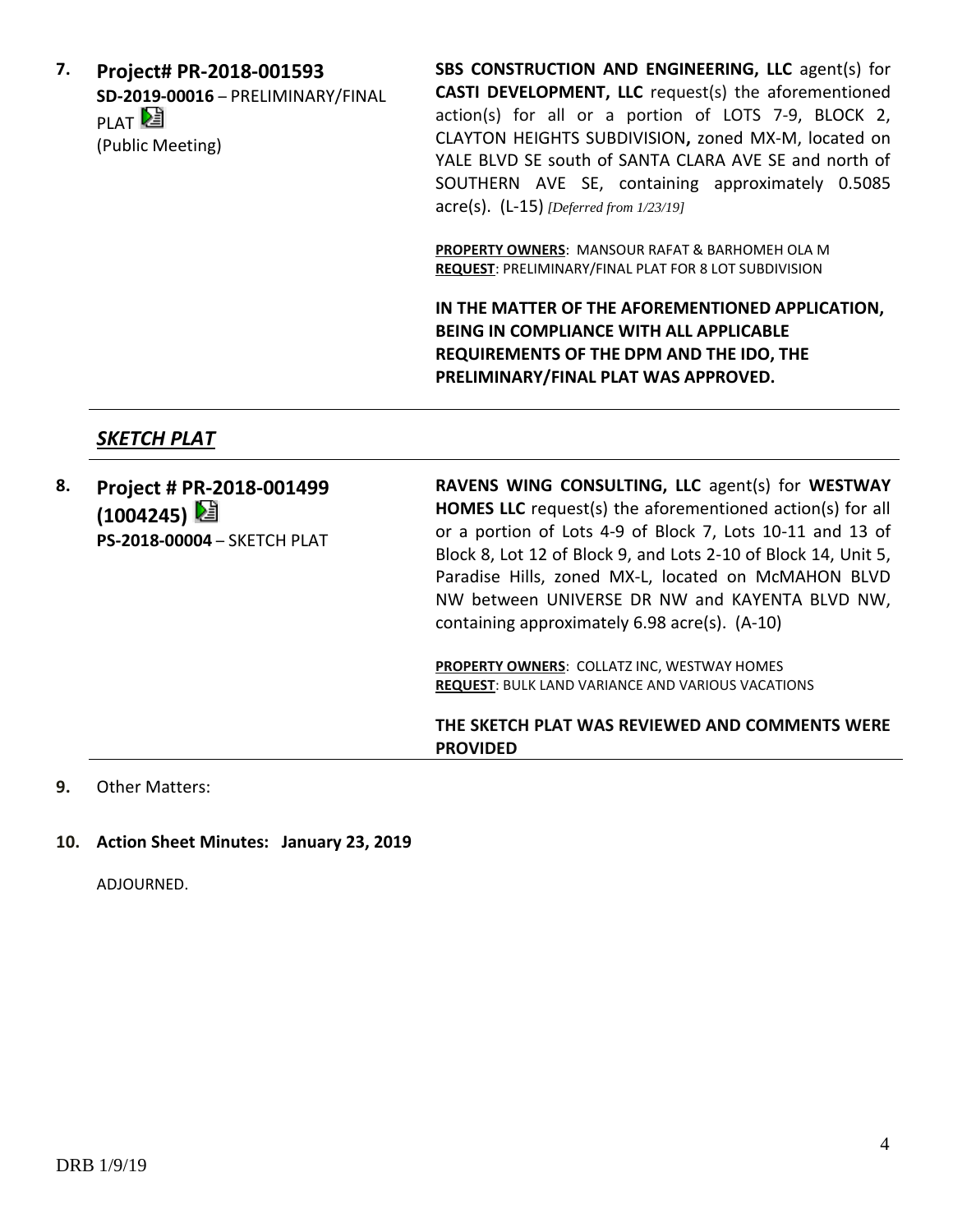**7. Project# PR-2018-001593**
**SD-2019-00016** – PRELIMINARY/FINAL PLAT
(Public Meeting)

**SBS CONSTRUCTION AND ENGINEERING, LLC** agent(s) for **CASTI DEVELOPMENT, LLC** request(s) the aforementioned action(s) for all or a portion of LOTS 7-9, BLOCK 2, CLAYTON HEIGHTS SUBDIVISION**,** zoned MX-M, located on YALE BLVD SE south of SANTA CLARA AVE SE and north of SOUTHERN AVE SE, containing approximately 0.5085 acre(s). (L-15) *[Deferred from 1/23/19]*

**PROPERTY OWNERS**: MANSOUR RAFAT & BARHOMEH OLA M
**REQUEST**: PRELIMINARY/FINAL PLAT FOR 8 LOT SUBDIVISION

**IN THE MATTER OF THE AFOREMENTIONED APPLICATION, BEING IN COMPLIANCE WITH ALL APPLICABLE REQUIREMENTS OF THE DPM AND THE IDO, THE PRELIMINARY/FINAL PLAT WAS APPROVED.**

## *SKETCH PLAT*

**8. Project # PR-2018-001499 (1004245)**
**PS-2018-00004** – SKETCH PLAT

**RAVENS WING CONSULTING, LLC** agent(s) for **WESTWAY HOMES LLC** request(s) the aforementioned action(s) for all or a portion of Lots 4-9 of Block 7, Lots 10-11 and 13 of Block 8, Lot 12 of Block 9, and Lots 2-10 of Block 14, Unit 5, Paradise Hills, zoned MX-L, located on McMAHON BLVD NW between UNIVERSE DR NW and KAYENTA BLVD NW, containing approximately 6.98 acre(s). (A-10)

**PROPERTY OWNERS**: COLLATZ INC, WESTWAY HOMES
**REQUEST**: BULK LAND VARIANCE AND VARIOUS VACATIONS

**THE SKETCH PLAT WAS REVIEWED AND COMMENTS WERE PROVIDED**

**9.** Other Matters:

**10. Action Sheet Minutes: January 23, 2019**

ADJOURNED.

DRB 1/9/19